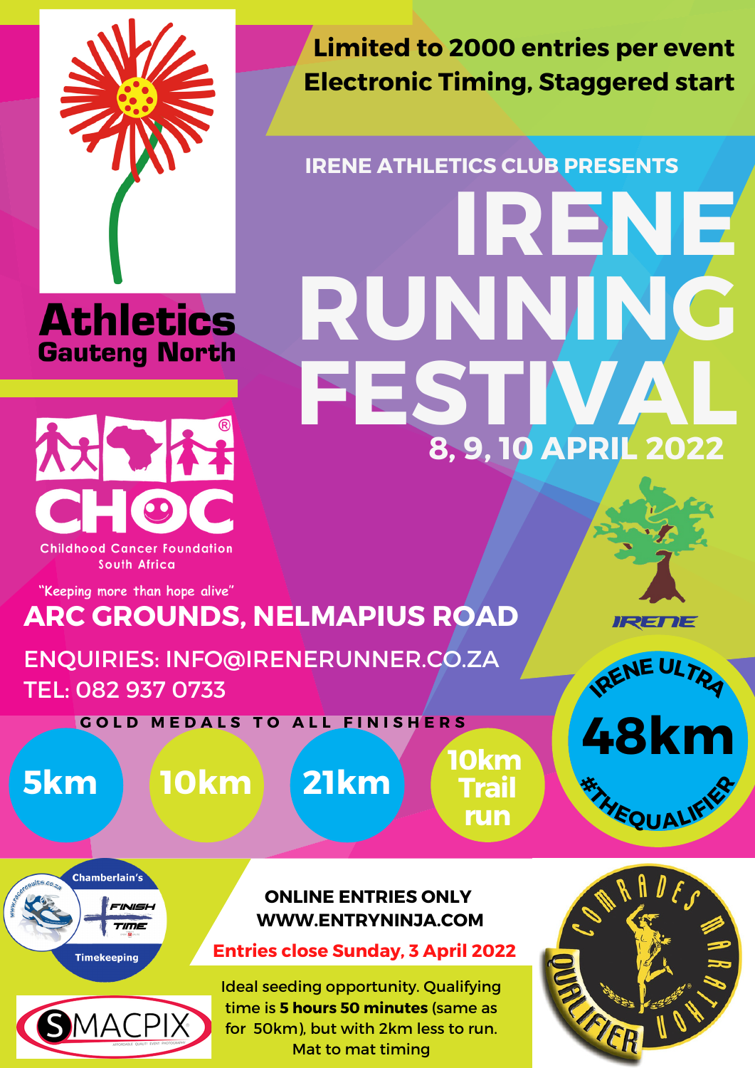Athletics Gauteng North

CHOC Childhood Cancer Foundation South Africa

"Keeping more than hope alive"

**Limited to 2000 entries per event**
**Electronic Timing, Staggered start**

IRENE ATHLETICS CLUB PRESENTS

# IRENE RUNNING FESTIVAL

## 8, 9, 10 APRIL 2022

IRENE

**ARC GROUNDS, NELMAPIUS ROAD**

ENQUIRIES: INFO@IRENERUNNER.CO.ZA
TEL: 082 937 0733

GOLD MEDALS TO ALL FINISHERS

- 5km
- 10km
- 21km
- 10km Trail run

IRENE ULTRA **48km** #THEQUALIFIER

www.raceresults.co.za

Chamberlain's FINISH TIME Timekeeping

SMACPIX

**ONLINE ENTRIES ONLY**
**WWW.ENTRYNINJA.COM**

**Entries close Sunday, 3 April 2022**

Ideal seeding opportunity. Qualifying time is **5 hours 50 minutes** (same as for 50km), but with 2km less to run.
Mat to mat timing

COMRADES MARATHON QUALIFIER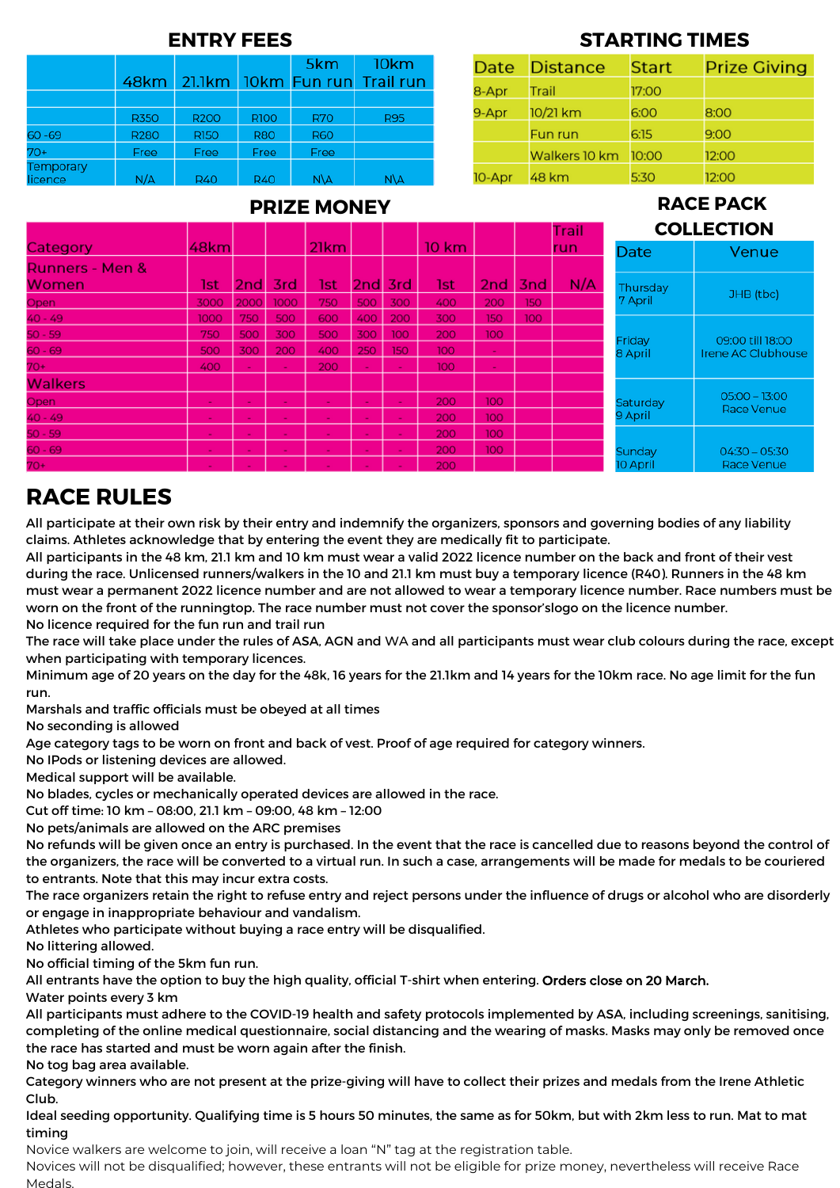## ENTRY FEES

| | 48km | 21.1km | 10km | 5km Fun run | 10km Trail run |
|---|---|---|---|---|---|
| | | | | | |
| | R350 | R200 | R100 | R70 | R95 |
| 60 -69 | R280 | R150 | R80 | R60 | |
| 70+ | Free | Free | Free | Free | |
| Temporary licence | N/A | R40 | R40 | N\A | N\A |

## STARTING TIMES

| Date | Distance | Start | Prize Giving |
|---|---|---|---|
| 8-Apr | Trail | 17:00 | |
| 9-Apr | 10/21 km | 6:00 | 8:00 |
| | Fun run | 6:15 | 9:00 |
| | Walkers 10 km | 10:00 | 12:00 |
| 10-Apr | 48 km | 5:30 | 12:00 |

## PRIZE MONEY

| Category | 48km | | | 21km | | | 10 km | | | Trail run |
|---|---|---|---|---|---|---|---|---|---|---|
| Runners - Men & Women | 1st | 2nd | 3rd | 1st | 2nd | 3rd | 1st | 2nd | 3nd | N/A |
| Open | 3000 | 2000 | 1000 | 750 | 500 | 300 | 400 | 200 | 150 | |
| 40 - 49 | 1000 | 750 | 500 | 600 | 400 | 200 | 300 | 150 | 100 | |
| 50 - 59 | 750 | 500 | 300 | 500 | 300 | 100 | 200 | 100 | | |
| 60 - 69 | 500 | 300 | 200 | 400 | 250 | 150 | 100 | - | | |
| 70+ | 400 | - | - | 200 | - | - | 100 | - | | |
| Walkers | | | | | | | | | | |
| Open | - | - | - | - | - | - | 200 | 100 | | |
| 40 - 49 | - | - | - | - | - | - | 200 | 100 | | |
| 50 - 59 | - | - | - | - | - | - | 200 | 100 | | |
| 60 - 69 | - | - | - | - | - | - | 200 | 100 | | |
| 70+ | - | - | - | - | - | - | 200 | | | |

## RACE PACK COLLECTION

| Date | Venue |
|---|---|
| Thursday 7 April | JHB (tbc) |
| Friday 8 April | 09:00 till 18:00 Irene AC Clubhouse |
| Saturday 9 April | 05:00 – 13:00 Race Venue |
| Sunday 10 April | 04:30 – 05:30 Race Venue |

# RACE RULES

All participate at their own risk by their entry and indemnify the organizers, sponsors and governing bodies of any liability claims. Athletes acknowledge that by entering the event they are medically fit to participate.
All participants in the 48 km, 21.1 km and 10 km must wear a valid 2022 licence number on the back and front of their vest during the race. Unlicensed runners/walkers in the 10 and 21.1 km must buy a temporary licence (R40). Runners in the 48 km must wear a permanent 2022 licence number and are not allowed to wear a temporary licence number. Race numbers must be worn on the front of the runningtop. The race number must not cover the sponsor'slogo on the licence number.
No licence required for the fun run and trail run
The race will take place under the rules of ASA, AGN and WA and all participants must wear club colours during the race, except when participating with temporary licences.
Minimum age of 20 years on the day for the 48k, 16 years for the 21.1km and 14 years for the 10km race. No age limit for the fun run.
Marshals and traffic officials must be obeyed at all times
No seconding is allowed
Age category tags to be worn on front and back of vest. Proof of age required for category winners.
No IPods or listening devices are allowed.
Medical support will be available.
No blades, cycles or mechanically operated devices are allowed in the race.
Cut off time: 10 km – 08:00, 21.1 km – 09:00, 48 km – 12:00
No pets/animals are allowed on the ARC premises
No refunds will be given once an entry is purchased. In the event that the race is cancelled due to reasons beyond the control of the organizers, the race will be converted to a virtual run. In such a case, arrangements will be made for medals to be couriered to entrants. Note that this may incur extra costs.
The race organizers retain the right to refuse entry and reject persons under the influence of drugs or alcohol who are disorderly or engage in inappropriate behaviour and vandalism.
Athletes who participate without buying a race entry will be disqualified.
No littering allowed.
No official timing of the 5km fun run.
All entrants have the option to buy the high quality, official T-shirt when entering. **Orders close on 20 March.**
Water points every 3 km
All participants must adhere to the COVID-19 health and safety protocols implemented by ASA, including screenings, sanitising, completing of the online medical questionnaire, social distancing and the wearing of masks. Masks may only be removed once the race has started and must be worn again after the finish.
No tog bag area available.
Category winners who are not present at the prize-giving will have to collect their prizes and medals from the Irene Athletic Club.
Ideal seeding opportunity. Qualifying time is 5 hours 50 minutes, the same as for 50km, but with 2km less to run. Mat to mat timing
Novice walkers are welcome to join, will receive a loan "N" tag at the registration table.
Novices will not be disqualified; however, these entrants will not be eligible for prize money, nevertheless will receive Race Medals.